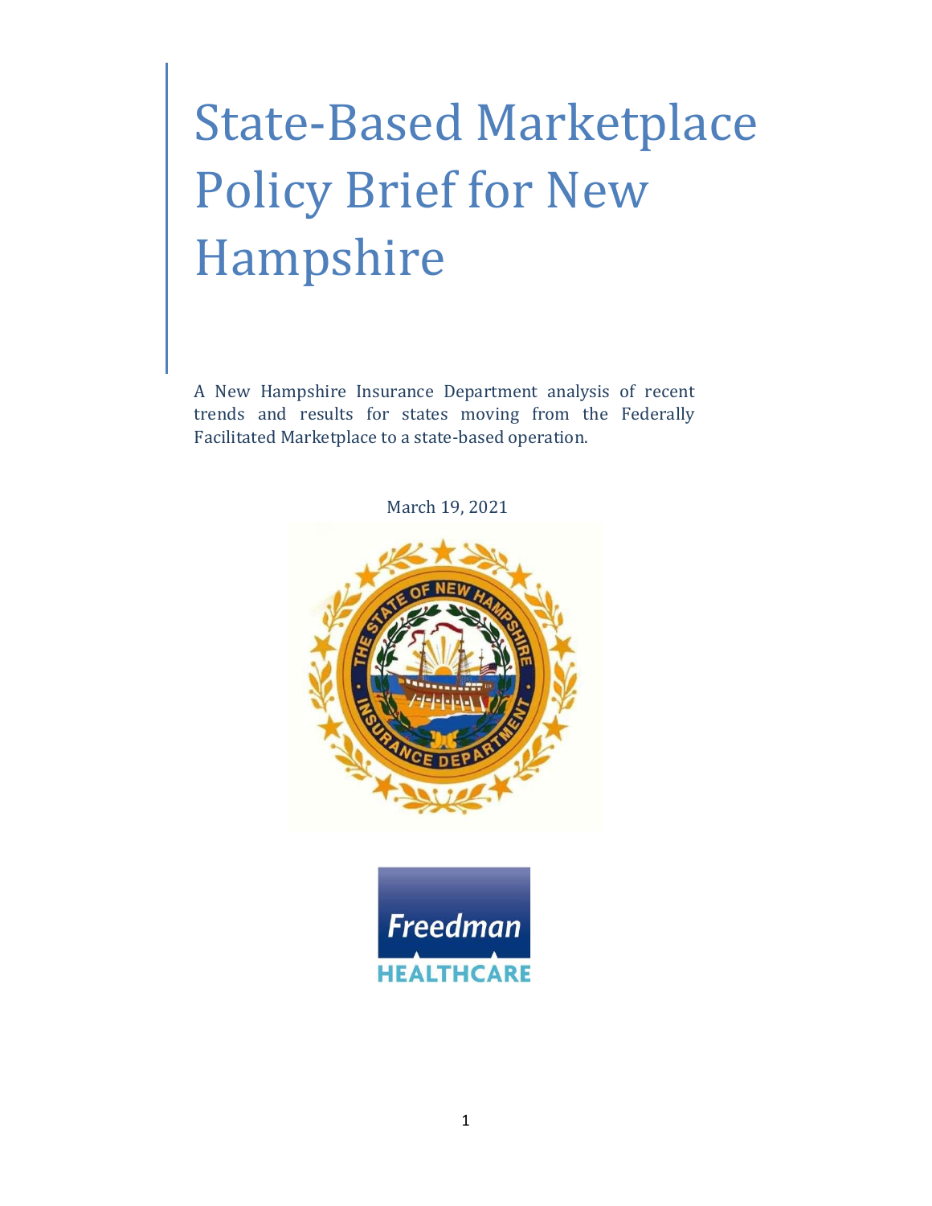# State-Based Marketplace Policy Brief for New Hampshire

A New Hampshire Insurance Department analysis of recent trends and results for states moving from the Federally Facilitated Marketplace to a state-based operation.

March 19, 2021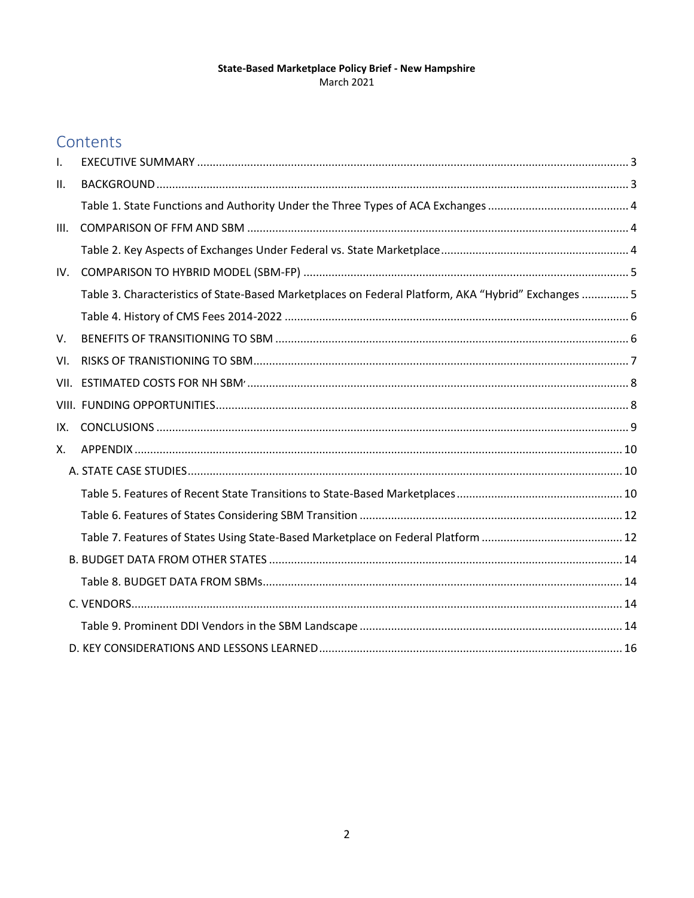**State-Based Marketplace Policy Brief - New Hampshire**
March 2021

# Contents

I. EXECUTIVE SUMMARY ........ 3

II. BACKGROUND ........ 3

Table 1. State Functions and Authority Under the Three Types of ACA Exchanges ........ 4

III. COMPARISON OF FFM AND SBM ........ 4

Table 2. Key Aspects of Exchanges Under Federal vs. State Marketplace ........ 4

IV. COMPARISON TO HYBRID MODEL (SBM-FP) ........ 5

Table 3. Characteristics of State-Based Marketplaces on Federal Platform, AKA "Hybrid" Exchanges ........ 5

Table 4. History of CMS Fees 2014-2022 ........ 6

V. BENEFITS OF TRANSITIONING TO SBM ........ 6

VI. RISKS OF TRANISTIONING TO SBM ........ 7

VII. ESTIMATED COSTS FOR NH SBM' ........ 8

VIII. FUNDING OPPORTUNITIES ........ 8

IX. CONCLUSIONS ........ 9

X. APPENDIX ........ 10

A. STATE CASE STUDIES ........ 10

Table 5. Features of Recent State Transitions to State-Based Marketplaces ........ 10

Table 6. Features of States Considering SBM Transition ........ 12

Table 7. Features of States Using State-Based Marketplace on Federal Platform ........ 12

B. BUDGET DATA FROM OTHER STATES ........ 14

Table 8. BUDGET DATA FROM SBMs ........ 14

C. VENDORS ........ 14

Table 9. Prominent DDI Vendors in the SBM Landscape ........ 14

D. KEY CONSIDERATIONS AND LESSONS LEARNED ........ 16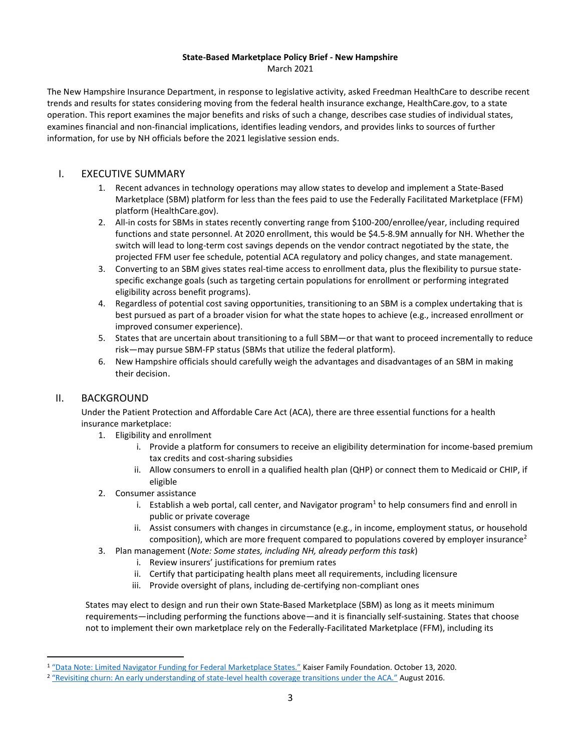**State-Based Marketplace Policy Brief - New Hampshire**
March 2021

The New Hampshire Insurance Department, in response to legislative activity, asked Freedman HealthCare to describe recent trends and results for states considering moving from the federal health insurance exchange, HealthCare.gov, to a state operation. This report examines the major benefits and risks of such a change, describes case studies of individual states, examines financial and non-financial implications, identifies leading vendors, and provides links to sources of further information, for use by NH officials before the 2021 legislative session ends.

## I. EXECUTIVE SUMMARY

1. Recent advances in technology operations may allow states to develop and implement a State-Based Marketplace (SBM) platform for less than the fees paid to use the Federally Facilitated Marketplace (FFM) platform (HealthCare.gov).
2. All-in costs for SBMs in states recently converting range from $100-200/enrollee/year, including required functions and state personnel. At 2020 enrollment, this would be $4.5-8.9M annually for NH. Whether the switch will lead to long-term cost savings depends on the vendor contract negotiated by the state, the projected FFM user fee schedule, potential ACA regulatory and policy changes, and state management.
3. Converting to an SBM gives states real-time access to enrollment data, plus the flexibility to pursue state-specific exchange goals (such as targeting certain populations for enrollment or performing integrated eligibility across benefit programs).
4. Regardless of potential cost saving opportunities, transitioning to an SBM is a complex undertaking that is best pursued as part of a broader vision for what the state hopes to achieve (e.g., increased enrollment or improved consumer experience).
5. States that are uncertain about transitioning to a full SBM—or that want to proceed incrementally to reduce risk—may pursue SBM-FP status (SBMs that utilize the federal platform).
6. New Hampshire officials should carefully weigh the advantages and disadvantages of an SBM in making their decision.

## II. BACKGROUND

Under the Patient Protection and Affordable Care Act (ACA), there are three essential functions for a health insurance marketplace:

1. Eligibility and enrollment
    i. Provide a platform for consumers to receive an eligibility determination for income-based premium tax credits and cost-sharing subsidies
    ii. Allow consumers to enroll in a qualified health plan (QHP) or connect them to Medicaid or CHIP, if eligible
2. Consumer assistance
    i. Establish a web portal, call center, and Navigator program[1] to help consumers find and enroll in public or private coverage
    ii. Assist consumers with changes in circumstance (e.g., in income, employment status, or household composition), which are more frequent compared to populations covered by employer insurance[2]
3. Plan management (*Note: Some states, including NH, already perform this task*)
    i. Review insurers' justifications for premium rates
    ii. Certify that participating health plans meet all requirements, including licensure
    iii. Provide oversight of plans, including de-certifying non-compliant ones

States may elect to design and run their own State-Based Marketplace (SBM) as long as it meets minimum requirements—including performing the functions above—and it is financially self-sustaining. States that choose not to implement their own marketplace rely on the Federally-Facilitated Marketplace (FFM), including its

---

[1] "Data Note: Limited Navigator Funding for Federal Marketplace States." Kaiser Family Foundation. October 13, 2020.

[2] "Revisiting churn: An early understanding of state-level health coverage transitions under the ACA." August 2016.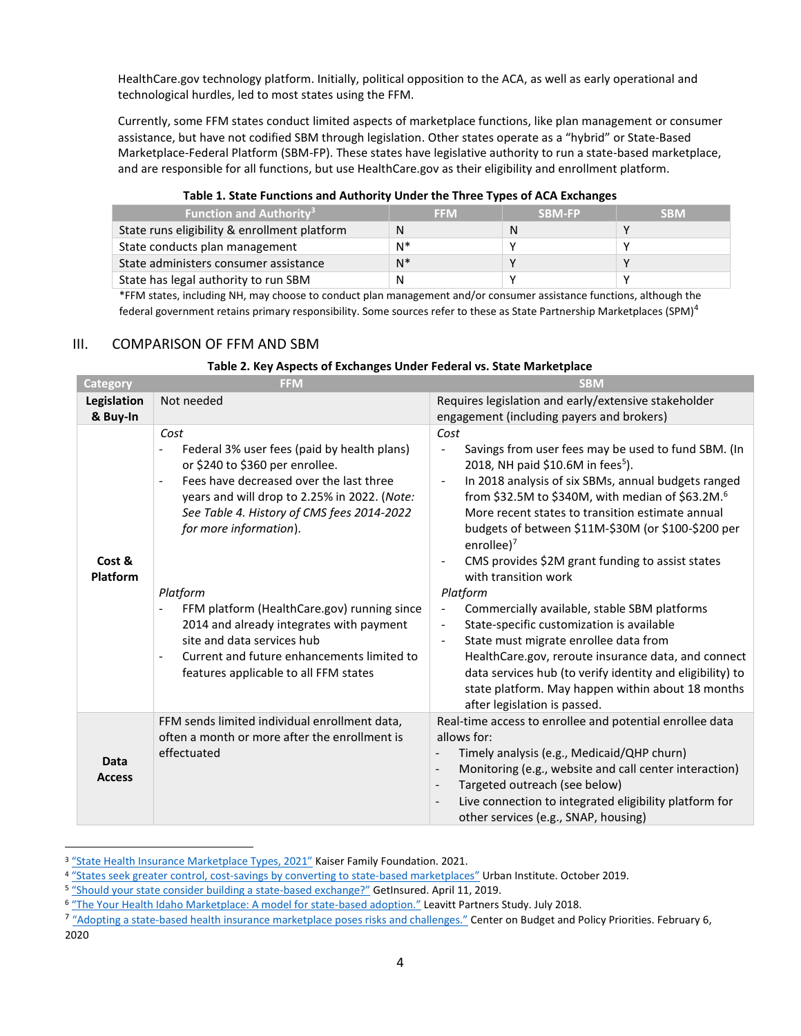HealthCare.gov technology platform. Initially, political opposition to the ACA, as well as early operational and technological hurdles, led to most states using the FFM.

Currently, some FFM states conduct limited aspects of marketplace functions, like plan management or consumer assistance, but have not codified SBM through legislation. Other states operate as a "hybrid" or State-Based Marketplace-Federal Platform (SBM-FP). These states have legislative authority to run a state-based marketplace, and are responsible for all functions, but use HealthCare.gov as their eligibility and enrollment platform.

**Table 1. State Functions and Authority Under the Three Types of ACA Exchanges**

| Function and Authority[3] | FFM | SBM-FP | SBM |
|---|---|---|---|
| State runs eligibility & enrollment platform | N | N | Y |
| State conducts plan management | N* | Y | Y |
| State administers consumer assistance | N* | Y | Y |
| State has legal authority to run SBM | N | Y | Y |

*FFM states, including NH, may choose to conduct plan management and/or consumer assistance functions, although the federal government retains primary responsibility. Some sources refer to these as State Partnership Marketplaces (SPM)[4]

## III. COMPARISON OF FFM AND SBM

**Table 2. Key Aspects of Exchanges Under Federal vs. State Marketplace**

| Category | FFM | SBM |
|---|---|---|
| **Legislation & Buy-In** | Not needed | Requires legislation and early/extensive stakeholder engagement (including payers and brokers) |
| **Cost & Platform** | *Cost*<br>- Federal 3% user fees (paid by health plans) or \$240 to \$360 per enrollee.<br>- Fees have decreased over the last three years and will drop to 2.25% in 2022. (*Note: See Table 4. History of CMS fees 2014-2022 for more information*).<br><br>*Platform*<br>- FFM platform (HealthCare.gov) running since 2014 and already integrates with payment site and data services hub<br>- Current and future enhancements limited to features applicable to all FFM states | *Cost*<br>- Savings from user fees may be used to fund SBM. (In 2018, NH paid \$10.6M in fees[5]).<br>- In 2018 analysis of six SBMs, annual budgets ranged from \$32.5M to \$340M, with median of \$63.2M.[6] More recent states to transition estimate annual budgets of between \$11M-\$30M (or \$100-\$200 per enrollee)[7]<br>- CMS provides \$2M grant funding to assist states with transition work<br><br>*Platform*<br>- Commercially available, stable SBM platforms<br>- State-specific customization is available<br>- State must migrate enrollee data from HealthCare.gov, reroute insurance data, and connect data services hub (to verify identity and eligibility) to state platform. May happen within about 18 months after legislation is passed. |
| **Data Access** | FFM sends limited individual enrollment data, often a month or more after the enrollment is effectuated | Real-time access to enrollee and potential enrollee data allows for:<br>- Timely analysis (e.g., Medicaid/QHP churn)<br>- Monitoring (e.g., website and call center interaction)<br>- Targeted outreach (see below)<br>- Live connection to integrated eligibility platform for other services (e.g., SNAP, housing) |

[3] "State Health Insurance Marketplace Types, 2021" Kaiser Family Foundation. 2021.
[4] "States seek greater control, cost-savings by converting to state-based marketplaces" Urban Institute. October 2019.
[5] "Should your state consider building a state-based exchange?" GetInsured. April 11, 2019.
[6] "The Your Health Idaho Marketplace: A model for state-based adoption." Leavitt Partners Study. July 2018.
[7] "Adopting a state-based health insurance marketplace poses risks and challenges." Center on Budget and Policy Priorities. February 6, 2020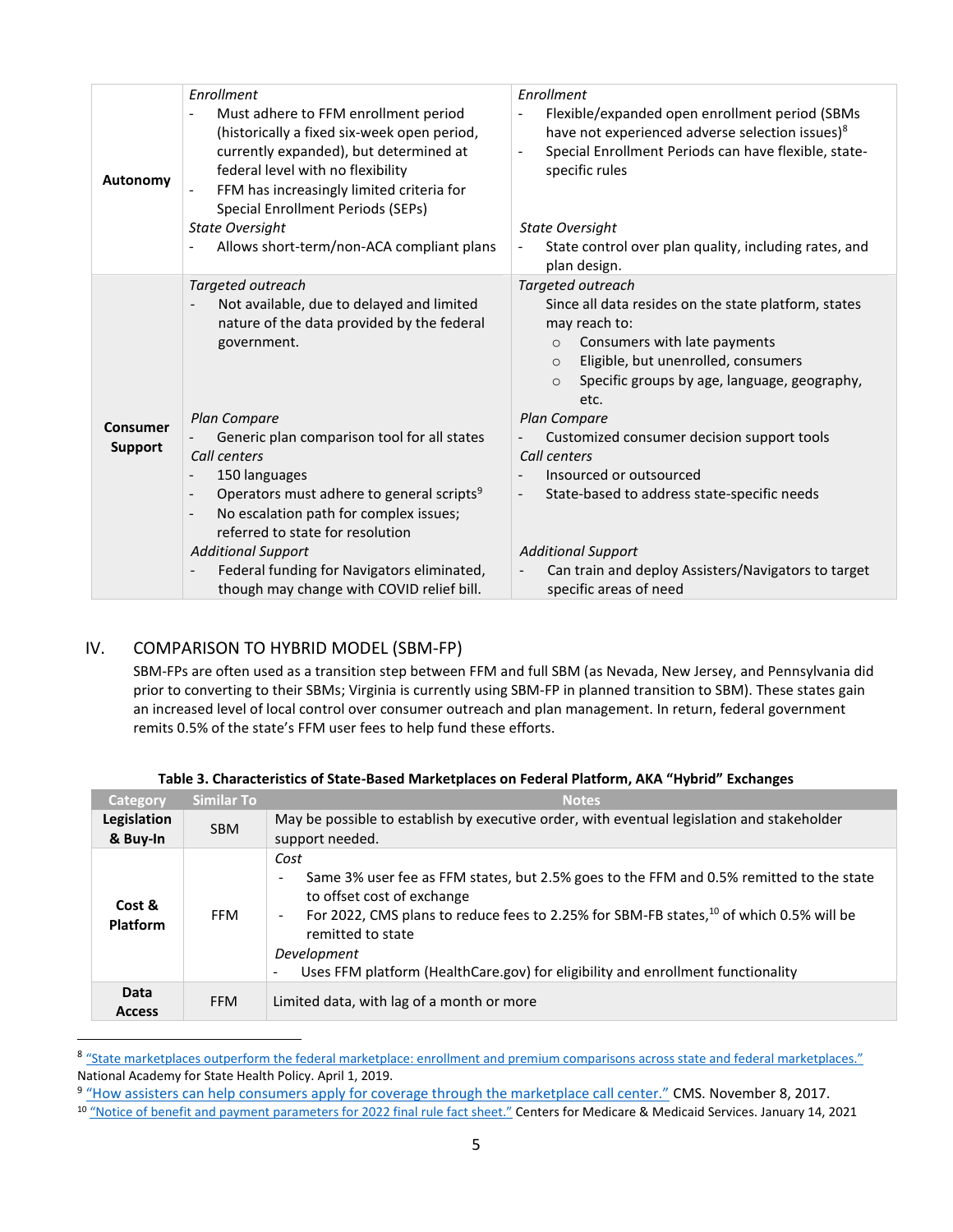| | | |
|---|---|---|
| **Autonomy** | *Enrollment*<br>- Must adhere to FFM enrollment period (historically a fixed six-week open period, currently expanded), but determined at federal level with no flexibility<br>- FFM has increasingly limited criteria for Special Enrollment Periods (SEPs)<br>*State Oversight*<br>- Allows short-term/non-ACA compliant plans | *Enrollment*<br>- Flexible/expanded open enrollment period (SBMs have not experienced adverse selection issues)[8]<br>- Special Enrollment Periods can have flexible, state-specific rules<br>*State Oversight*<br>- State control over plan quality, including rates, and plan design. |
| **Consumer Support** | *Targeted outreach*<br>- Not available, due to delayed and limited nature of the data provided by the federal government.<br>*Plan Compare*<br>- Generic plan comparison tool for all states<br>*Call centers*<br>- 150 languages<br>- Operators must adhere to general scripts[9]<br>- No escalation path for complex issues; referred to state for resolution<br>*Additional Support*<br>- Federal funding for Navigators eliminated, though may change with COVID relief bill. | *Targeted outreach*<br>Since all data resides on the state platform, states may reach to:<br>○ Consumers with late payments<br>○ Eligible, but unenrolled, consumers<br>○ Specific groups by age, language, geography, etc.<br>*Plan Compare*<br>- Customized consumer decision support tools<br>*Call centers*<br>- Insourced or outsourced<br>- State-based to address state-specific needs<br>*Additional Support*<br>- Can train and deploy Assisters/Navigators to target specific areas of need |

## IV. COMPARISON TO HYBRID MODEL (SBM-FP)

SBM-FPs are often used as a transition step between FFM and full SBM (as Nevada, New Jersey, and Pennsylvania did prior to converting to their SBMs; Virginia is currently using SBM-FP in planned transition to SBM). These states gain an increased level of local control over consumer outreach and plan management. In return, federal government remits 0.5% of the state's FFM user fees to help fund these efforts.

**Table 3. Characteristics of State-Based Marketplaces on Federal Platform, AKA "Hybrid" Exchanges**

| Category | Similar To | Notes |
|---|---|---|
| **Legislation & Buy-In** | SBM | May be possible to establish by executive order, with eventual legislation and stakeholder support needed. |
| **Cost & Platform** | FFM | *Cost*<br>- Same 3% user fee as FFM states, but 2.5% goes to the FFM and 0.5% remitted to the state to offset cost of exchange<br>- For 2022, CMS plans to reduce fees to 2.25% for SBM-FB states,[10] of which 0.5% will be remitted to state<br>*Development*<br>- Uses FFM platform (HealthCare.gov) for eligibility and enrollment functionality |
| **Data Access** | FFM | Limited data, with lag of a month or more |

---

[8] "State marketplaces outperform the federal marketplace: enrollment and premium comparisons across state and federal marketplaces." National Academy for State Health Policy. April 1, 2019.

[9] "How assisters can help consumers apply for coverage through the marketplace call center." CMS. November 8, 2017.

[10] "Notice of benefit and payment parameters for 2022 final rule fact sheet." Centers for Medicare & Medicaid Services. January 14, 2021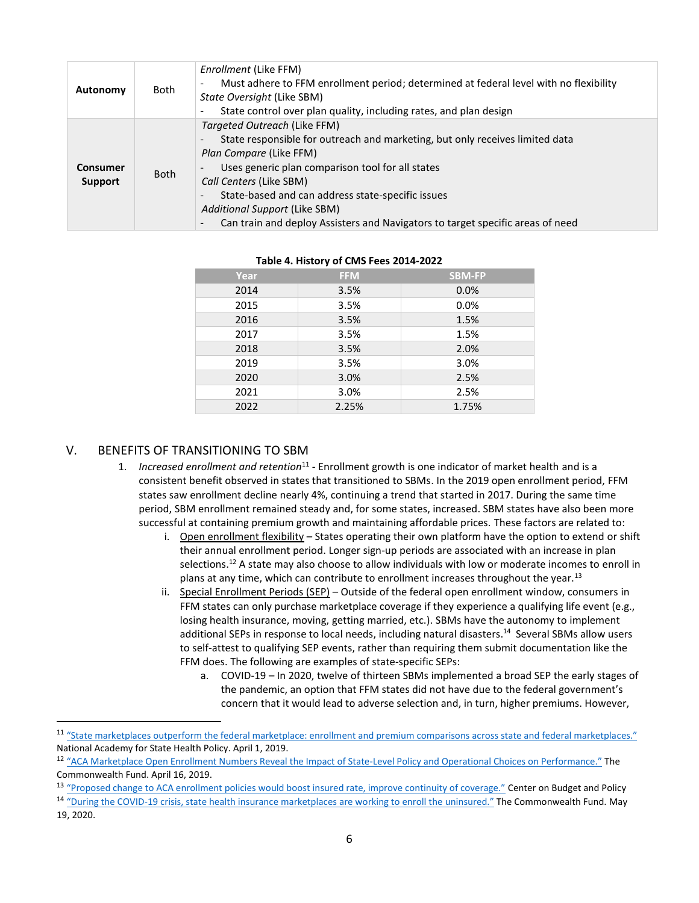| | | |
|---|---|---|
| **Autonomy** | Both | *Enrollment* (Like FFM)<br>- Must adhere to FFM enrollment period; determined at federal level with no flexibility<br>*State Oversight* (Like SBM)<br>- State control over plan quality, including rates, and plan design |
| **Consumer Support** | Both | *Targeted Outreach* (Like FFM)<br>- State responsible for outreach and marketing, but only receives limited data<br>*Plan Compare* (Like FFM)<br>- Uses generic plan comparison tool for all states<br>*Call Centers* (Like SBM)<br>- State-based and can address state-specific issues<br>*Additional Support* (Like SBM)<br>- Can train and deploy Assisters and Navigators to target specific areas of need |

**Table 4. History of CMS Fees 2014-2022**

| Year | FFM | SBM-FP |
|---|---|---|
| 2014 | 3.5% | 0.0% |
| 2015 | 3.5% | 0.0% |
| 2016 | 3.5% | 1.5% |
| 2017 | 3.5% | 1.5% |
| 2018 | 3.5% | 2.0% |
| 2019 | 3.5% | 3.0% |
| 2020 | 3.0% | 2.5% |
| 2021 | 3.0% | 2.5% |
| 2022 | 2.25% | 1.75% |

## V. BENEFITS OF TRANSITIONING TO SBM

1. *Increased enrollment and retention*[11] - Enrollment growth is one indicator of market health and is a consistent benefit observed in states that transitioned to SBMs. In the 2019 open enrollment period, FFM states saw enrollment decline nearly 4%, continuing a trend that started in 2017. During the same time period, SBM enrollment remained steady and, for some states, increased. SBM states have also been more successful at containing premium growth and maintaining affordable prices. These factors are related to:
   i. Open enrollment flexibility – States operating their own platform have the option to extend or shift their annual enrollment period. Longer sign-up periods are associated with an increase in plan selections.[12] A state may also choose to allow individuals with low or moderate incomes to enroll in plans at any time, which can contribute to enrollment increases throughout the year.[13]
   ii. Special Enrollment Periods (SEP) – Outside of the federal open enrollment window, consumers in FFM states can only purchase marketplace coverage if they experience a qualifying life event (e.g., losing health insurance, moving, getting married, etc.). SBMs have the autonomy to implement additional SEPs in response to local needs, including natural disasters.[14] Several SBMs allow users to self-attest to qualifying SEP events, rather than requiring them submit documentation like the FFM does. The following are examples of state-specific SEPs:
      a. COVID-19 – In 2020, twelve of thirteen SBMs implemented a broad SEP the early stages of the pandemic, an option that FFM states did not have due to the federal government's concern that it would lead to adverse selection and, in turn, higher premiums. However,

---

[11] "State marketplaces outperform the federal marketplace: enrollment and premium comparisons across state and federal marketplaces." National Academy for State Health Policy. April 1, 2019.

[12] "ACA Marketplace Open Enrollment Numbers Reveal the Impact of State-Level Policy and Operational Choices on Performance." The Commonwealth Fund. April 16, 2019.

[13] "Proposed change to ACA enrollment policies would boost insured rate, improve continuity of coverage." Center on Budget and Policy

[14] "During the COVID-19 crisis, state health insurance marketplaces are working to enroll the uninsured." The Commonwealth Fund. May 19, 2020.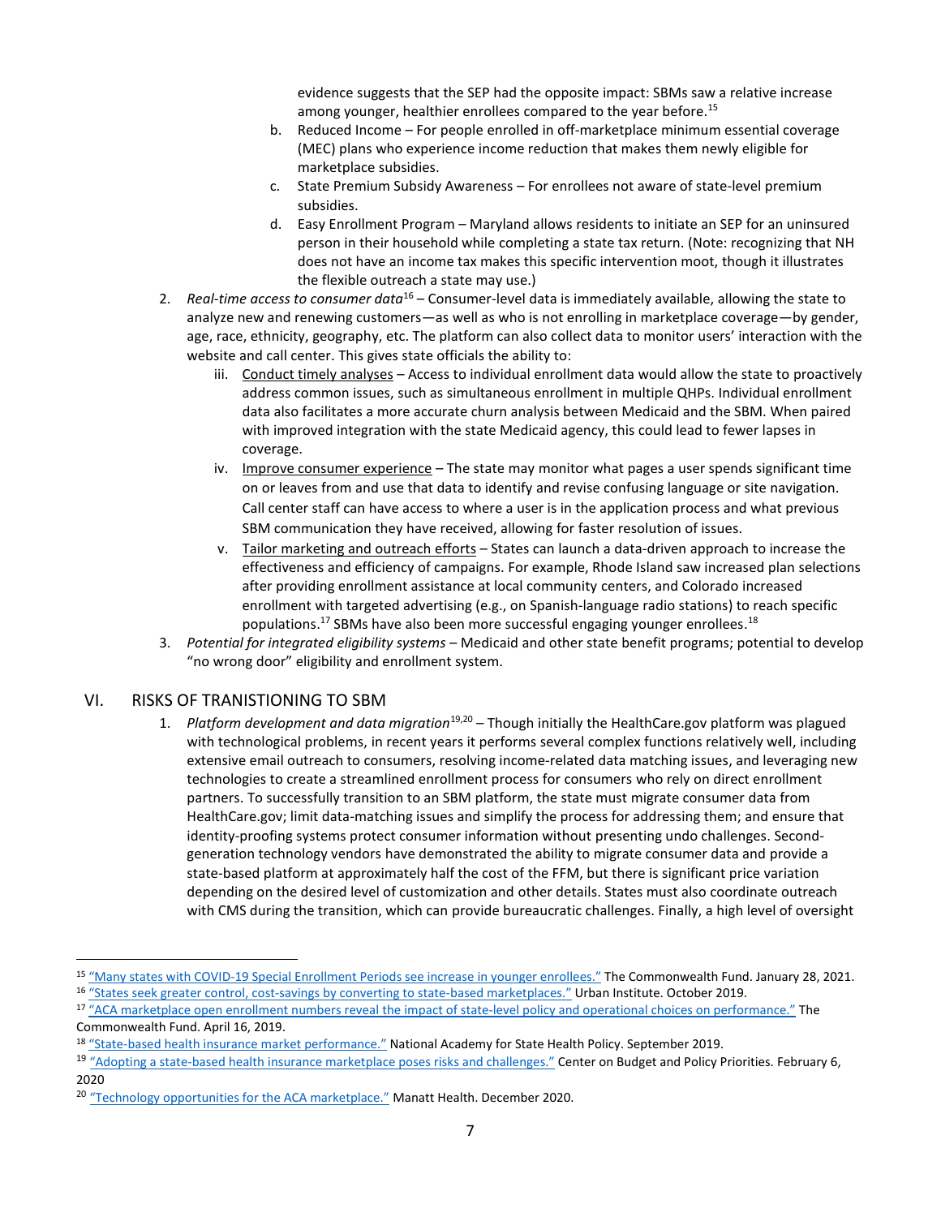evidence suggests that the SEP had the opposite impact: SBMs saw a relative increase among younger, healthier enrollees compared to the year before.[15]

   b. Reduced Income – For people enrolled in off-marketplace minimum essential coverage (MEC) plans who experience income reduction that makes them newly eligible for marketplace subsidies.
   c. State Premium Subsidy Awareness – For enrollees not aware of state-level premium subsidies.
   d. Easy Enrollment Program – Maryland allows residents to initiate an SEP for an uninsured person in their household while completing a state tax return. (Note: recognizing that NH does not have an income tax makes this specific intervention moot, though it illustrates the flexible outreach a state may use.)

2. *Real-time access to consumer data*[16] – Consumer-level data is immediately available, allowing the state to analyze new and renewing customers—as well as who is not enrolling in marketplace coverage—by gender, age, race, ethnicity, geography, etc. The platform can also collect data to monitor users' interaction with the website and call center. This gives state officials the ability to:
   iii. Conduct timely analyses – Access to individual enrollment data would allow the state to proactively address common issues, such as simultaneous enrollment in multiple QHPs. Individual enrollment data also facilitates a more accurate churn analysis between Medicaid and the SBM. When paired with improved integration with the state Medicaid agency, this could lead to fewer lapses in coverage.
   iv. Improve consumer experience – The state may monitor what pages a user spends significant time on or leaves from and use that data to identify and revise confusing language or site navigation. Call center staff can have access to where a user is in the application process and what previous SBM communication they have received, allowing for faster resolution of issues.
   v. Tailor marketing and outreach efforts – States can launch a data-driven approach to increase the effectiveness and efficiency of campaigns. For example, Rhode Island saw increased plan selections after providing enrollment assistance at local community centers, and Colorado increased enrollment with targeted advertising (e.g., on Spanish-language radio stations) to reach specific populations.[17] SBMs have also been more successful engaging younger enrollees.[18]
3. *Potential for integrated eligibility systems* – Medicaid and other state benefit programs; potential to develop "no wrong door" eligibility and enrollment system.

## VI. RISKS OF TRANISTIONING TO SBM

1. *Platform development and data migration*[19,20] – Though initially the HealthCare.gov platform was plagued with technological problems, in recent years it performs several complex functions relatively well, including extensive email outreach to consumers, resolving income-related data matching issues, and leveraging new technologies to create a streamlined enrollment process for consumers who rely on direct enrollment partners. To successfully transition to an SBM platform, the state must migrate consumer data from HealthCare.gov; limit data-matching issues and simplify the process for addressing them; and ensure that identity-proofing systems protect consumer information without presenting undo challenges. Second-generation technology vendors have demonstrated the ability to migrate consumer data and provide a state-based platform at approximately half the cost of the FFM, but there is significant price variation depending on the desired level of customization and other details. States must also coordinate outreach with CMS during the transition, which can provide bureaucratic challenges. Finally, a high level of oversight

---

[15] "Many states with COVID-19 Special Enrollment Periods see increase in younger enrollees." The Commonwealth Fund. January 28, 2021.

[16] "States seek greater control, cost-savings by converting to state-based marketplaces." Urban Institute. October 2019.

[17] "ACA marketplace open enrollment numbers reveal the impact of state-level policy and operational choices on performance." The Commonwealth Fund. April 16, 2019.

[18] "State-based health insurance market performance." National Academy for State Health Policy. September 2019.

[19] "Adopting a state-based health insurance marketplace poses risks and challenges." Center on Budget and Policy Priorities. February 6, 2020

[20] "Technology opportunities for the ACA marketplace." Manatt Health. December 2020.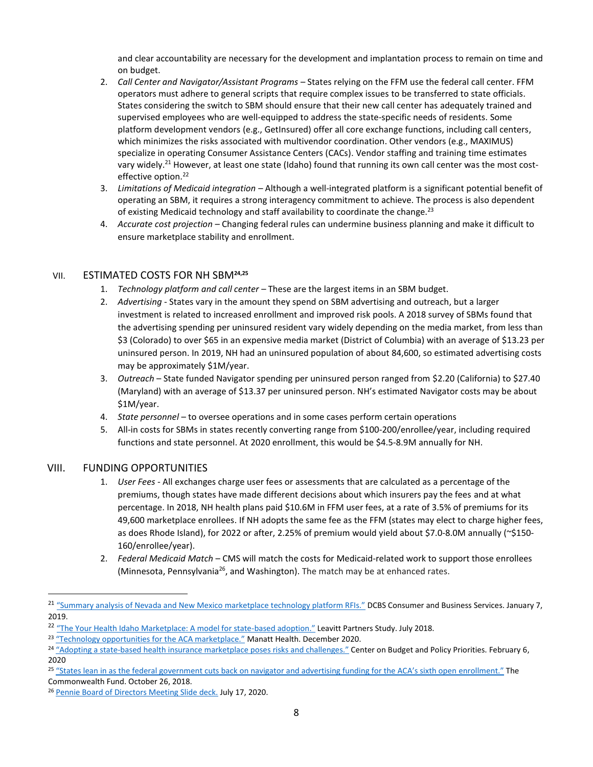and clear accountability are necessary for the development and implantation process to remain on time and on budget.

2. *Call Center and Navigator/Assistant Programs* – States relying on the FFM use the federal call center. FFM operators must adhere to general scripts that require complex issues to be transferred to state officials. States considering the switch to SBM should ensure that their new call center has adequately trained and supervised employees who are well-equipped to address the state-specific needs of residents. Some platform development vendors (e.g., GetInsured) offer all core exchange functions, including call centers, which minimizes the risks associated with multivendor coordination. Other vendors (e.g., MAXIMUS) specialize in operating Consumer Assistance Centers (CACs). Vendor staffing and training time estimates vary widely.[21] However, at least one state (Idaho) found that running its own call center was the most cost-effective option.[22]
3. *Limitations of Medicaid integration* – Although a well-integrated platform is a significant potential benefit of operating an SBM, it requires a strong interagency commitment to achieve. The process is also dependent of existing Medicaid technology and staff availability to coordinate the change.[23]
4. *Accurate cost projection* – Changing federal rules can undermine business planning and make it difficult to ensure marketplace stability and enrollment.

## VII. ESTIMATED COSTS FOR NH SBM[24,25]

1. *Technology platform and call center* – These are the largest items in an SBM budget.
2. *Advertising* - States vary in the amount they spend on SBM advertising and outreach, but a larger investment is related to increased enrollment and improved risk pools. A 2018 survey of SBMs found that the advertising spending per uninsured resident vary widely depending on the media market, from less than $3 (Colorado) to over $65 in an expensive media market (District of Columbia) with an average of $13.23 per uninsured person. In 2019, NH had an uninsured population of about 84,600, so estimated advertising costs may be approximately $1M/year.
3. *Outreach* – State funded Navigator spending per uninsured person ranged from $2.20 (California) to $27.40 (Maryland) with an average of $13.37 per uninsured person. NH's estimated Navigator costs may be about $1M/year.
4. *State personnel* – to oversee operations and in some cases perform certain operations
5. All-in costs for SBMs in states recently converting range from $100-200/enrollee/year, including required functions and state personnel. At 2020 enrollment, this would be $4.5-8.9M annually for NH.

## VIII. FUNDING OPPORTUNITIES

1. *User Fees* - All exchanges charge user fees or assessments that are calculated as a percentage of the premiums, though states have made different decisions about which insurers pay the fees and at what percentage. In 2018, NH health plans paid $10.6M in FFM user fees, at a rate of 3.5% of premiums for its 49,600 marketplace enrollees. If NH adopts the same fee as the FFM (states may elect to charge higher fees, as does Rhode Island), for 2022 or after, 2.25% of premium would yield about $7.0-8.0M annually (~$150-160/enrollee/year).
2. *Federal Medicaid Match* – CMS will match the costs for Medicaid-related work to support those enrollees (Minnesota, Pennsylvania[26], and Washington). The match may be at enhanced rates.

---

[21] "Summary analysis of Nevada and New Mexico marketplace technology platform RFIs." DCBS Consumer and Business Services. January 7, 2019.

[22] "The Your Health Idaho Marketplace: A model for state-based adoption." Leavitt Partners Study. July 2018.

[23] "Technology opportunities for the ACA marketplace." Manatt Health. December 2020.

[24] "Adopting a state-based health insurance marketplace poses risks and challenges." Center on Budget and Policy Priorities. February 6, 2020

[25] "States lean in as the federal government cuts back on navigator and advertising funding for the ACA's sixth open enrollment." The Commonwealth Fund. October 26, 2018.

[26] Pennie Board of Directors Meeting Slide deck. July 17, 2020.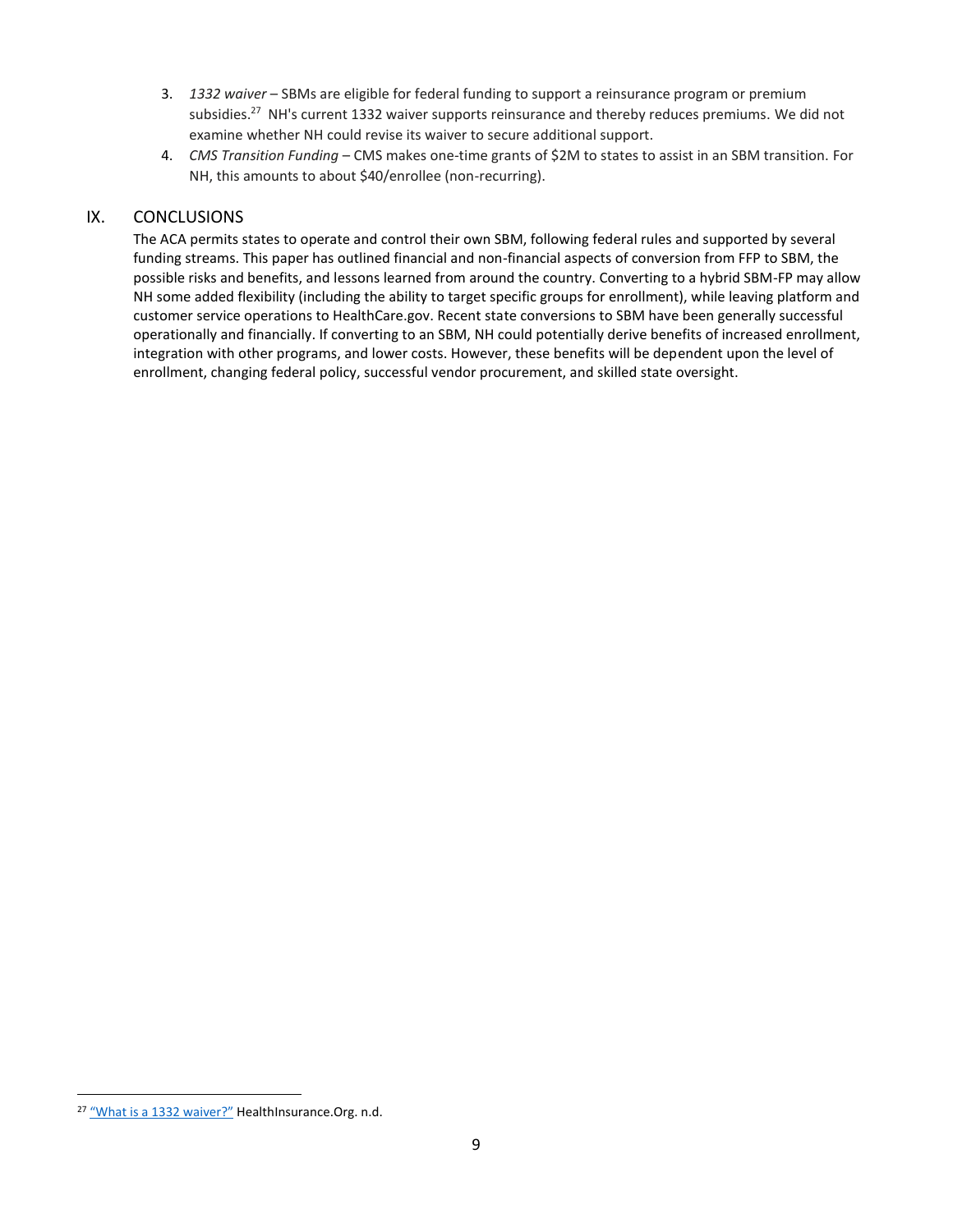3. *1332 waiver* – SBMs are eligible for federal funding to support a reinsurance program or premium subsidies.[27] NH's current 1332 waiver supports reinsurance and thereby reduces premiums. We did not examine whether NH could revise its waiver to secure additional support.
4. *CMS Transition Funding* – CMS makes one-time grants of $2M to states to assist in an SBM transition. For NH, this amounts to about $40/enrollee (non-recurring).

## IX. CONCLUSIONS

The ACA permits states to operate and control their own SBM, following federal rules and supported by several funding streams. This paper has outlined financial and non-financial aspects of conversion from FFP to SBM, the possible risks and benefits, and lessons learned from around the country. Converting to a hybrid SBM-FP may allow NH some added flexibility (including the ability to target specific groups for enrollment), while leaving platform and customer service operations to HealthCare.gov. Recent state conversions to SBM have been generally successful operationally and financially. If converting to an SBM, NH could potentially derive benefits of increased enrollment, integration with other programs, and lower costs. However, these benefits will be dependent upon the level of enrollment, changing federal policy, successful vendor procurement, and skilled state oversight.

---

[27] "What is a 1332 waiver?" HealthInsurance.Org. n.d.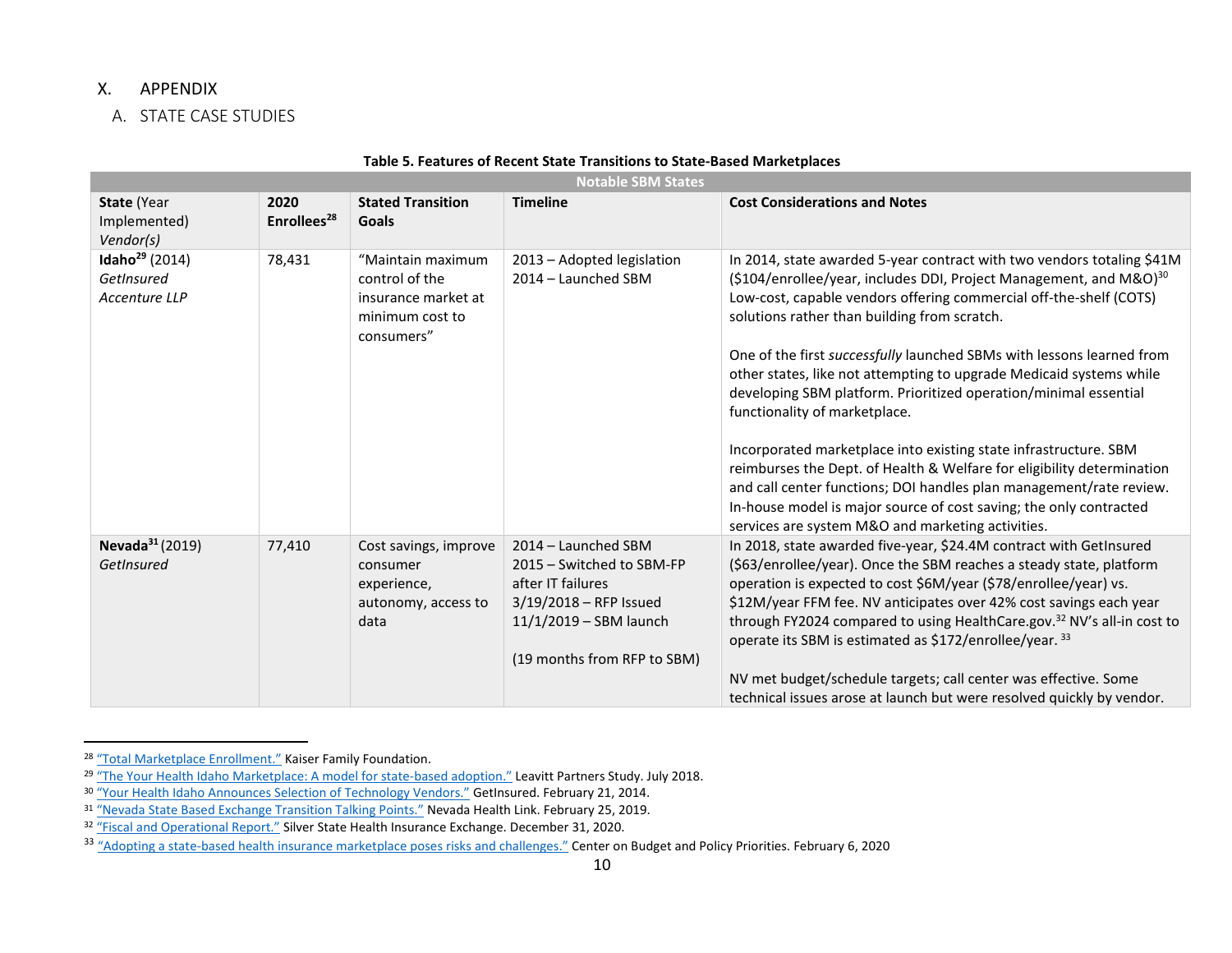# X. APPENDIX

## A. STATE CASE STUDIES

**Table 5. Features of Recent State Transitions to State-Based Marketplaces**

| Notable SBM States | | | | |
|---|---|---|---|---|
| **State** (Year Implemented) *Vendor(s)* | **2020 Enrollees**[28] | **Stated Transition Goals** | **Timeline** | **Cost Considerations and Notes** |
| **Idaho**[29] (2014) *GetInsured* *Accenture LLP* | 78,431 | "Maintain maximum control of the insurance market at minimum cost to consumers" | 2013 – Adopted legislation<br>2014 – Launched SBM | In 2014, state awarded 5-year contract with two vendors totaling $41M ($104/enrollee/year, includes DDI, Project Management, and M&O)[30] Low-cost, capable vendors offering commercial off-the-shelf (COTS) solutions rather than building from scratch.<br><br>One of the first *successfully* launched SBMs with lessons learned from other states, like not attempting to upgrade Medicaid systems while developing SBM platform. Prioritized operation/minimal essential functionality of marketplace.<br><br>Incorporated marketplace into existing state infrastructure. SBM reimburses the Dept. of Health & Welfare for eligibility determination and call center functions; DOI handles plan management/rate review. In-house model is major source of cost saving; the only contracted services are system M&O and marketing activities. |
| **Nevada**[31] (2019) *GetInsured* | 77,410 | Cost savings, improve consumer experience, autonomy, access to data | 2014 – Launched SBM<br>2015 – Switched to SBM-FP after IT failures<br>3/19/2018 – RFP Issued<br>11/1/2019 – SBM launch<br><br>(19 months from RFP to SBM) | In 2018, state awarded five-year, $24.4M contract with GetInsured ($63/enrollee/year). Once the SBM reaches a steady state, platform operation is expected to cost $6M/year ($78/enrollee/year) vs. $12M/year FFM fee. NV anticipates over 42% cost savings each year through FY2024 compared to using HealthCare.gov.[32] NV's all-in cost to operate its SBM is estimated as $172/enrollee/year.[33]<br><br>NV met budget/schedule targets; call center was effective. Some technical issues arose at launch but were resolved quickly by vendor. |

[28] "Total Marketplace Enrollment." Kaiser Family Foundation.

[29] "The Your Health Idaho Marketplace: A model for state-based adoption." Leavitt Partners Study. July 2018.

[30] "Your Health Idaho Announces Selection of Technology Vendors." GetInsured. February 21, 2014.

[31] "Nevada State Based Exchange Transition Talking Points." Nevada Health Link. February 25, 2019.

[32] "Fiscal and Operational Report." Silver State Health Insurance Exchange. December 31, 2020.

[33] "Adopting a state-based health insurance marketplace poses risks and challenges." Center on Budget and Policy Priorities. February 6, 2020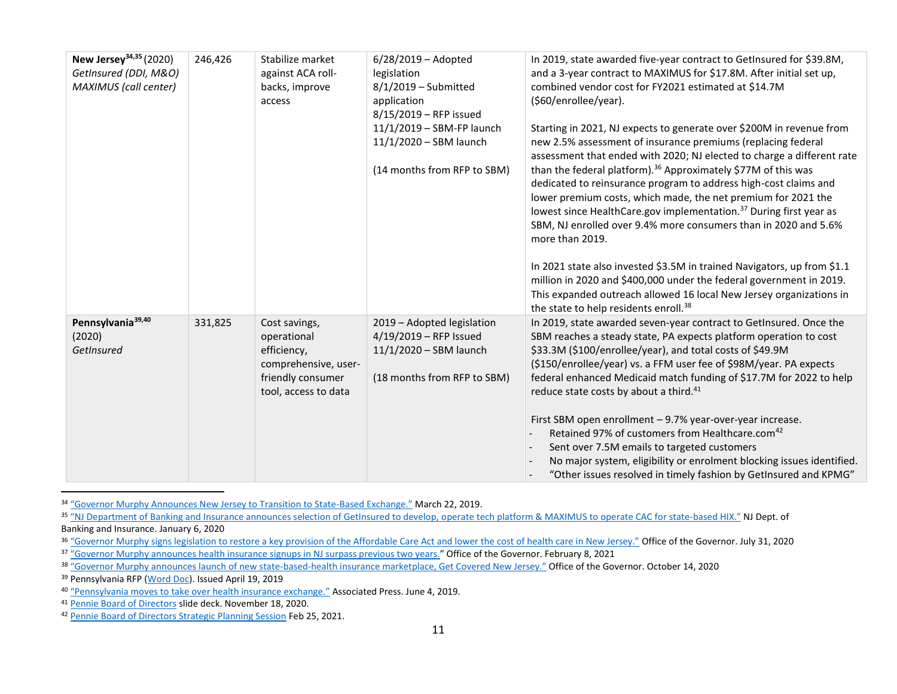| | | | | |
|---|---|---|---|---|
| **New Jersey**[34,35] (2020)<br>*GetInsured (DDI, M&O)*<br>*MAXIMUS (call center)* | 246,426 | Stabilize market against ACA roll-backs, improve access | 6/28/2019 – Adopted legislation<br>8/1/2019 – Submitted application<br>8/15/2019 – RFP issued<br>11/1/2019 – SBM-FP launch<br>11/1/2020 – SBM launch<br><br>(14 months from RFP to SBM) | In 2019, state awarded five-year contract to GetInsured for $39.8M, and a 3-year contract to MAXIMUS for $17.8M. After initial set up, combined vendor cost for FY2021 estimated at $14.7M ($60/enrollee/year).<br><br>Starting in 2021, NJ expects to generate over $200M in revenue from new 2.5% assessment of insurance premiums (replacing federal assessment that ended with 2020; NJ elected to charge a different rate than the federal platform).[36] Approximately $77M of this was dedicated to reinsurance program to address high-cost claims and lower premium costs, which made, the net premium for 2021 the lowest since HealthCare.gov implementation.[37] During first year as SBM, NJ enrolled over 9.4% more consumers than in 2020 and 5.6% more than 2019.<br><br>In 2021 state also invested $3.5M in trained Navigators, up from $1.1 million in 2020 and $400,000 under the federal government in 2019. This expanded outreach allowed 16 local New Jersey organizations in the state to help residents enroll.[38] |
| **Pennsylvania**[39,40] (2020)<br>*GetInsured* | 331,825 | Cost savings, operational efficiency, comprehensive, user-friendly consumer tool, access to data | 2019 – Adopted legislation<br>4/19/2019 – RFP Issued<br>11/1/2020 – SBM launch<br><br>(18 months from RFP to SBM) | In 2019, state awarded seven-year contract to GetInsured. Once the SBM reaches a steady state, PA expects platform operation to cost $33.3M ($100/enrollee/year), and total costs of $49.9M ($150/enrollee/year) vs. a FFM user fee of $98M/year. PA expects federal enhanced Medicaid match funding of $17.7M for 2022 to help reduce state costs by about a third.[41]<br><br>First SBM open enrollment – 9.7% year-over-year increase.<br>- Retained 97% of customers from Healthcare.com[42]<br>- Sent over 7.5M emails to targeted customers<br>- No major system, eligibility or enrolment blocking issues identified.<br>- "Other issues resolved in timely fashion by GetInsured and KPMG" |

[34] "Governor Murphy Announces New Jersey to Transition to State-Based Exchange." March 22, 2019.

[35] "NJ Department of Banking and Insurance announces selection of GetInsured to develop, operate tech platform & MAXIMUS to operate CAC for state-based HIX." NJ Dept. of Banking and Insurance. January 6, 2020

[36] "Governor Murphy signs legislation to restore a key provision of the Affordable Care Act and lower the cost of health care in New Jersey." Office of the Governor. July 31, 2020

[37] "Governor Murphy announces health insurance signups in NJ surpass previous two years." Office of the Governor. February 8, 2021

[38] "Governor Murphy announces launch of new state-based-health insurance marketplace, Get Covered New Jersey." Office of the Governor. October 14, 2020

[39] Pennsylvania RFP (Word Doc). Issued April 19, 2019

[40] "Pennsylvania moves to take over health insurance exchange." Associated Press. June 4, 2019.

[41] Pennie Board of Directors slide deck. November 18, 2020.

[42] Pennie Board of Directors Strategic Planning Session Feb 25, 2021.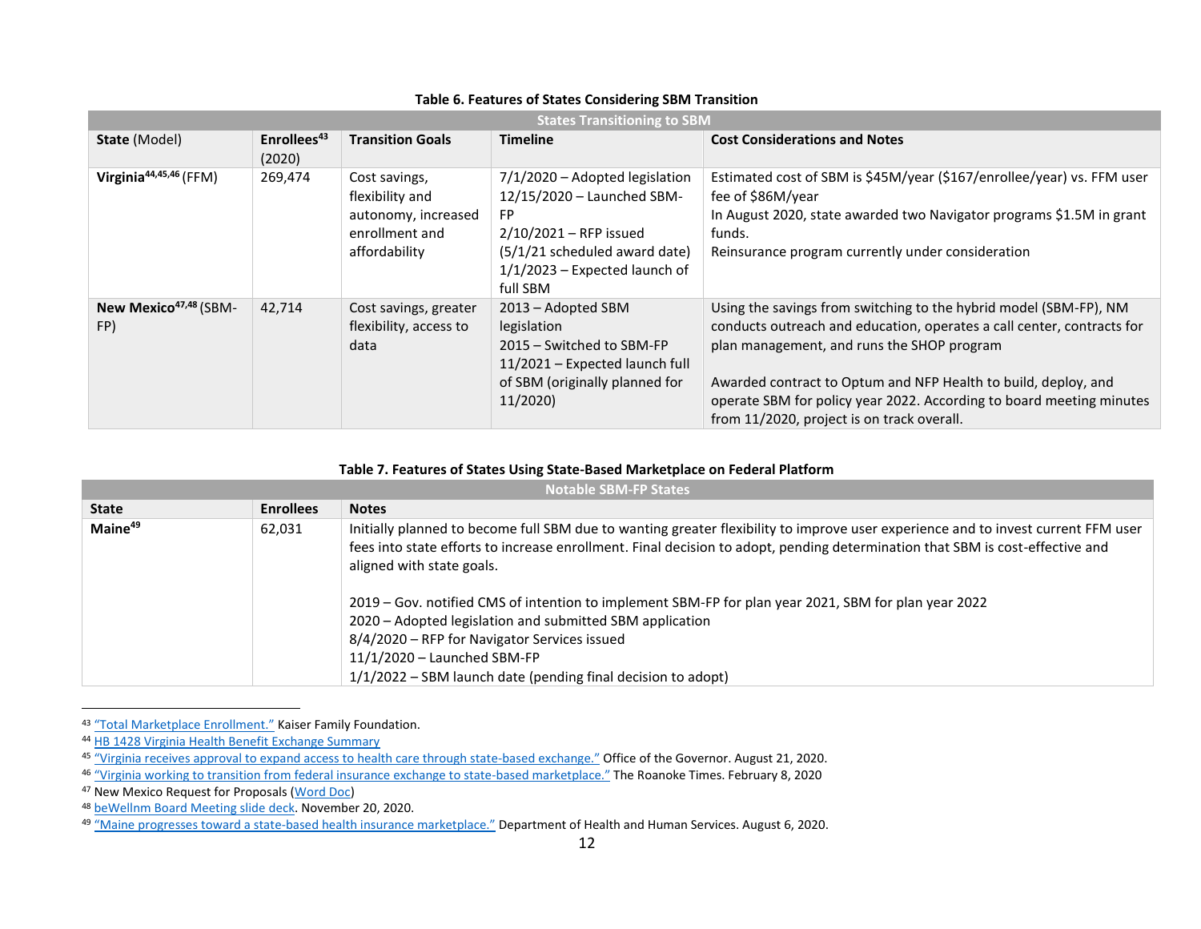**Table 6. Features of States Considering SBM Transition**

| States Transitioning to SBM | | | | |
|---|---|---|---|---|
| **State** (Model) | **Enrollees**[43] (2020) | **Transition Goals** | **Timeline** | **Cost Considerations and Notes** |
| **Virginia**[44,45,46] (FFM) | 269,474 | Cost savings, flexibility and autonomy, increased enrollment and affordability | 7/1/2020 – Adopted legislation<br>12/15/2020 – Launched SBM-FP<br>2/10/2021 – RFP issued (5/1/21 scheduled award date)<br>1/1/2023 – Expected launch of full SBM | Estimated cost of SBM is $45M/year ($167/enrollee/year) vs. FFM user fee of $86M/year<br>In August 2020, state awarded two Navigator programs $1.5M in grant funds.<br>Reinsurance program currently under consideration |
| **New Mexico**[47,48] (SBM-FP) | 42,714 | Cost savings, greater flexibility, access to data | 2013 – Adopted SBM legislation<br>2015 – Switched to SBM-FP<br>11/2021 – Expected launch full of SBM (originally planned for 11/2020) | Using the savings from switching to the hybrid model (SBM-FP), NM conducts outreach and education, operates a call center, contracts for plan management, and runs the SHOP program<br><br>Awarded contract to Optum and NFP Health to build, deploy, and operate SBM for policy year 2022. According to board meeting minutes from 11/2020, project is on track overall. |

**Table 7. Features of States Using State-Based Marketplace on Federal Platform**

| Notable SBM-FP States | | |
|---|---|---|
| **State** | **Enrollees** | **Notes** |
| **Maine**[49] | 62,031 | Initially planned to become full SBM due to wanting greater flexibility to improve user experience and to invest current FFM user fees into state efforts to increase enrollment. Final decision to adopt, pending determination that SBM is cost-effective and aligned with state goals.<br><br>2019 – Gov. notified CMS of intention to implement SBM-FP for plan year 2021, SBM for plan year 2022<br>2020 – Adopted legislation and submitted SBM application<br>8/4/2020 – RFP for Navigator Services issued<br>11/1/2020 – Launched SBM-FP<br>1/1/2022 – SBM launch date (pending final decision to adopt) |

---

[43] "Total Marketplace Enrollment." Kaiser Family Foundation.
[44] HB 1428 Virginia Health Benefit Exchange Summary
[45] "Virginia receives approval to expand access to health care through state-based exchange." Office of the Governor. August 21, 2020.
[46] "Virginia working to transition from federal insurance exchange to state-based marketplace." The Roanoke Times. February 8, 2020
[47] New Mexico Request for Proposals (Word Doc)
[48] beWellnm Board Meeting slide deck. November 20, 2020.
[49] "Maine progresses toward a state-based health insurance marketplace." Department of Health and Human Services. August 6, 2020.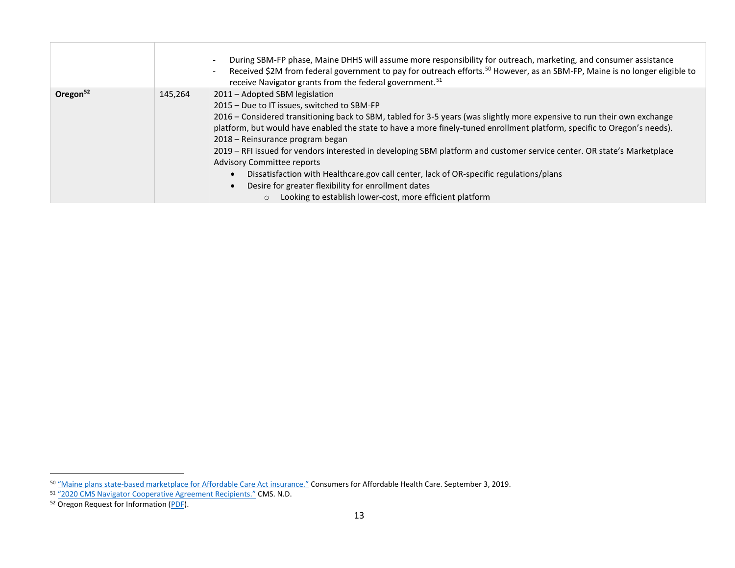| | | |
|---|---|---|
| | | - During SBM-FP phase, Maine DHHS will assume more responsibility for outreach, marketing, and consumer assistance<br>- Received $2M from federal government to pay for outreach efforts.[50] However, as an SBM-FP, Maine is no longer eligible to receive Navigator grants from the federal government.[51] |
| **Oregon**[52] | 145,264 | 2011 – Adopted SBM legislation<br>2015 – Due to IT issues, switched to SBM-FP<br>2016 – Considered transitioning back to SBM, tabled for 3-5 years (was slightly more expensive to run their own exchange platform, but would have enabled the state to have a more finely-tuned enrollment platform, specific to Oregon's needs).<br>2018 – Reinsurance program began<br>2019 – RFI issued for vendors interested in developing SBM platform and customer service center. OR state's Marketplace Advisory Committee reports<br>• Dissatisfaction with Healthcare.gov call center, lack of OR-specific regulations/plans<br>• Desire for greater flexibility for enrollment dates<br>○ Looking to establish lower-cost, more efficient platform |

[50] "Maine plans state-based marketplace for Affordable Care Act insurance." Consumers for Affordable Health Care. September 3, 2019.

[51] "2020 CMS Navigator Cooperative Agreement Recipients." CMS. N.D.

[52] Oregon Request for Information (PDF).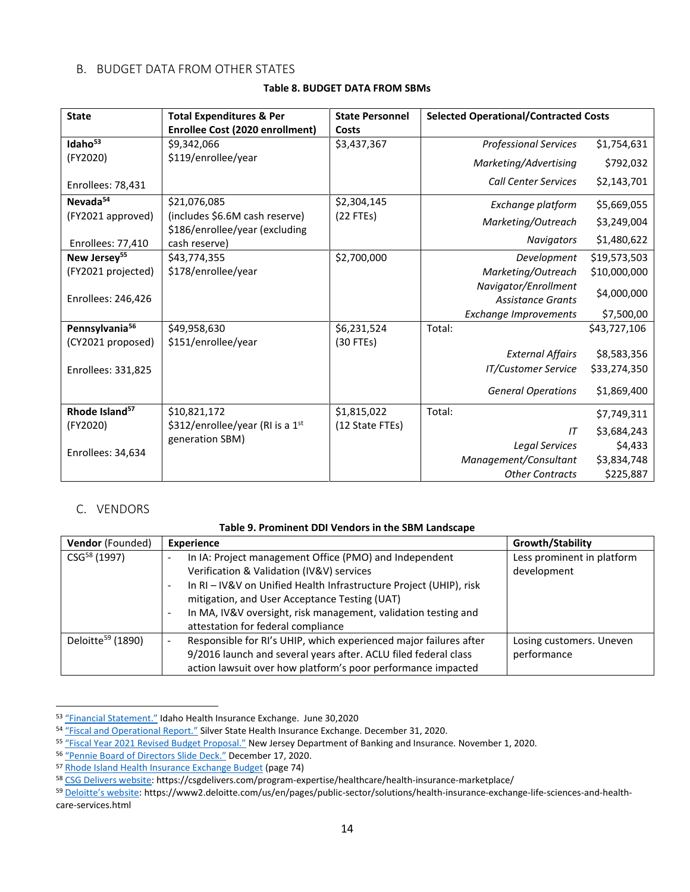## B. BUDGET DATA FROM OTHER STATES

**Table 8. BUDGET DATA FROM SBMs**

| State | Total Expenditures & Per Enrollee Cost (2020 enrollment) | State Personnel Costs | Selected Operational/Contracted Costs | |
|---|---|---|---|---|
| **Idaho**[53] (FY2020) Enrollees: 78,431 | $9,342,066 $119/enrollee/year | $3,437,367 | *Professional Services* | $1,754,631 |
| | | | *Marketing/Advertising* | $792,032 |
| | | | *Call Center Services* | $2,143,701 |
| **Nevada**[54] (FY2021 approved) Enrollees: 77,410 | $21,076,085 (includes $6.6M cash reserve) $186/enrollee/year (excluding cash reserve) | $2,304,145 (22 FTEs) | *Exchange platform* | $5,669,055 |
| | | | *Marketing/Outreach* | $3,249,004 |
| | | | *Navigators* | $1,480,622 |
| **New Jersey**[55] (FY2021 projected) Enrollees: 246,426 | $43,774,355 $178/enrollee/year | $2,700,000 | *Development* | $19,573,503 |
| | | | *Marketing/Outreach* | $10,000,000 |
| | | | *Navigator/Enrollment Assistance Grants* | $4,000,000 |
| | | | *Exchange Improvements* | $7,500,00 |
| **Pennsylvania**[56] (CY2021 proposed) Enrollees: 331,825 | $49,958,630 $151/enrollee/year | $6,231,524 (30 FTEs) | Total: | $43,727,106 |
| | | | *External Affairs* | $8,583,356 |
| | | | *IT/Customer Service* | $33,274,350 |
| | | | *General Operations* | $1,869,400 |
| **Rhode Island**[57] (FY2020) Enrollees: 34,634 | $10,821,172 $312/enrollee/year (RI is a 1st generation SBM) | $1,815,022 (12 State FTEs) | Total: | $7,749,311 |
| | | | *IT* | $3,684,243 |
| | | | *Legal Services* | $4,433 |
| | | | *Management/Consultant* | $3,834,748 |
| | | | *Other Contracts* | $225,887 |

## C. VENDORS

**Table 9. Prominent DDI Vendors in the SBM Landscape**

| **Vendor** (Founded) | **Experience** | **Growth/Stability** |
|---|---|---|
| CSG[58] (1997) | - In IA: Project management Office (PMO) and Independent Verification & Validation (IV&V) services<br>- In RI – IV&V on Unified Health Infrastructure Project (UHIP), risk mitigation, and User Acceptance Testing (UAT)<br>- In MA, IV&V oversight, risk management, validation testing and attestation for federal compliance | Less prominent in platform development |
| Deloitte[59] (1890) | - Responsible for RI's UHIP, which experienced major failures after 9/2016 launch and several years after. ACLU filed federal class action lawsuit over how platform's poor performance impacted | Losing customers. Uneven performance |

[53] "Financial Statement." Idaho Health Insurance Exchange. June 30,2020

[54] "Fiscal and Operational Report." Silver State Health Insurance Exchange. December 31, 2020.

[55] "Fiscal Year 2021 Revised Budget Proposal." New Jersey Department of Banking and Insurance. November 1, 2020.

[56] "Pennie Board of Directors Slide Deck." December 17, 2020.

[57] Rhode Island Health Insurance Exchange Budget (page 74)

[58] CSG Delivers website: https://csgdelivers.com/program-expertise/healthcare/health-insurance-marketplace/

[59] Deloitte's website: https://www2.deloitte.com/us/en/pages/public-sector/solutions/health-insurance-exchange-life-sciences-and-health-care-services.html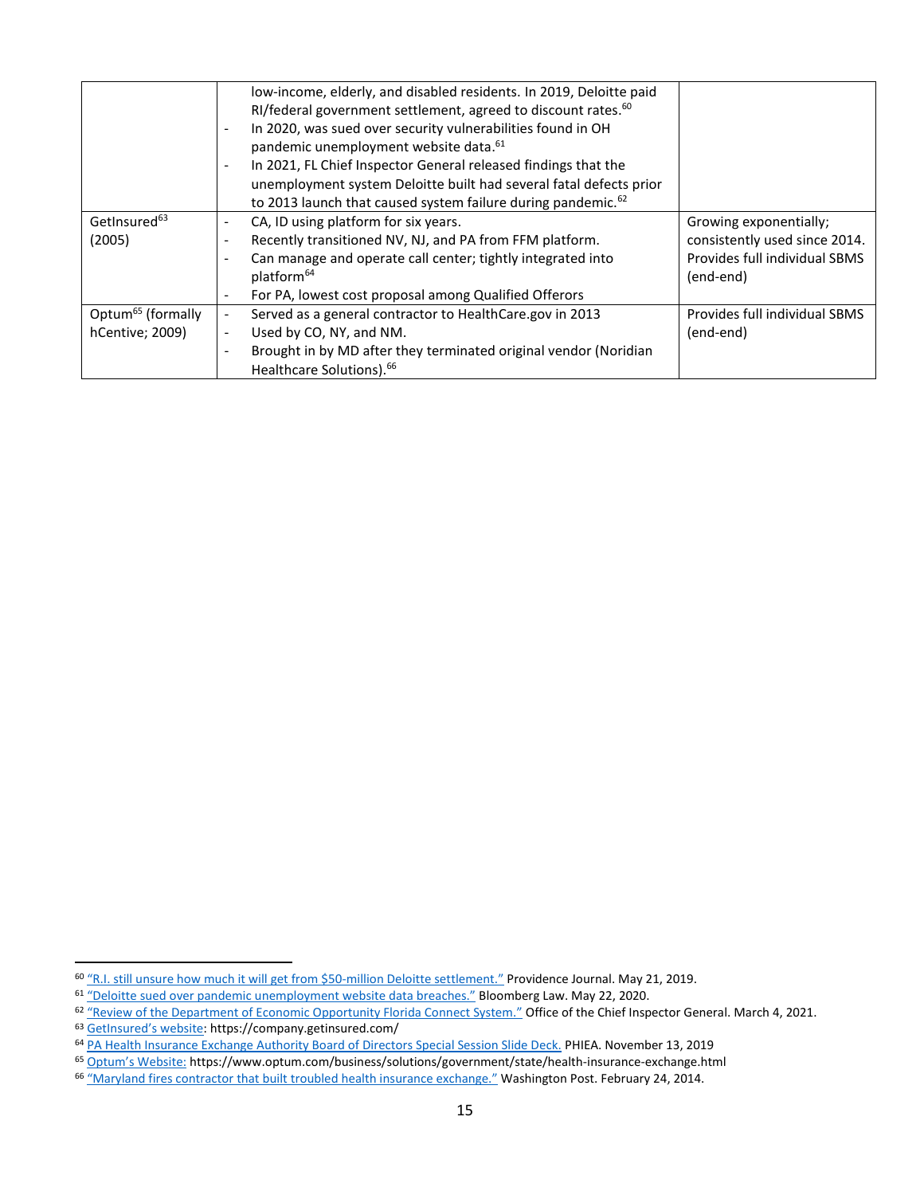| | | |
|---|---|---|
| | - low-income, elderly, and disabled residents. In 2019, Deloitte paid RI/federal government settlement, agreed to discount rates.[60]<br>- In 2020, was sued over security vulnerabilities found in OH pandemic unemployment website data.[61]<br>- In 2021, FL Chief Inspector General released findings that the unemployment system Deloitte built had several fatal defects prior to 2013 launch that caused system failure during pandemic.[62] | |
| GetInsured[63] (2005) | - CA, ID using platform for six years.<br>- Recently transitioned NV, NJ, and PA from FFM platform.<br>- Can manage and operate call center; tightly integrated into platform[64]<br>- For PA, lowest cost proposal among Qualified Offerors | Growing exponentially; consistently used since 2014. Provides full individual SBMS (end-end) |
| Optum[65] (formally hCentive; 2009) | - Served as a general contractor to HealthCare.gov in 2013<br>- Used by CO, NY, and NM.<br>- Brought in by MD after they terminated original vendor (Noridian Healthcare Solutions).[66] | Provides full individual SBMS (end-end) |

[60] "R.I. still unsure how much it will get from $50-million Deloitte settlement." Providence Journal. May 21, 2019.

[61] "Deloitte sued over pandemic unemployment website data breaches." Bloomberg Law. May 22, 2020.

[62] "Review of the Department of Economic Opportunity Florida Connect System." Office of the Chief Inspector General. March 4, 2021.

[63] GetInsured's website: https://company.getinsured.com/

[64] PA Health Insurance Exchange Authority Board of Directors Special Session Slide Deck. PHIEA. November 13, 2019

[65] Optum's Website: https://www.optum.com/business/solutions/government/state/health-insurance-exchange.html

[66] "Maryland fires contractor that built troubled health insurance exchange." Washington Post. February 24, 2014.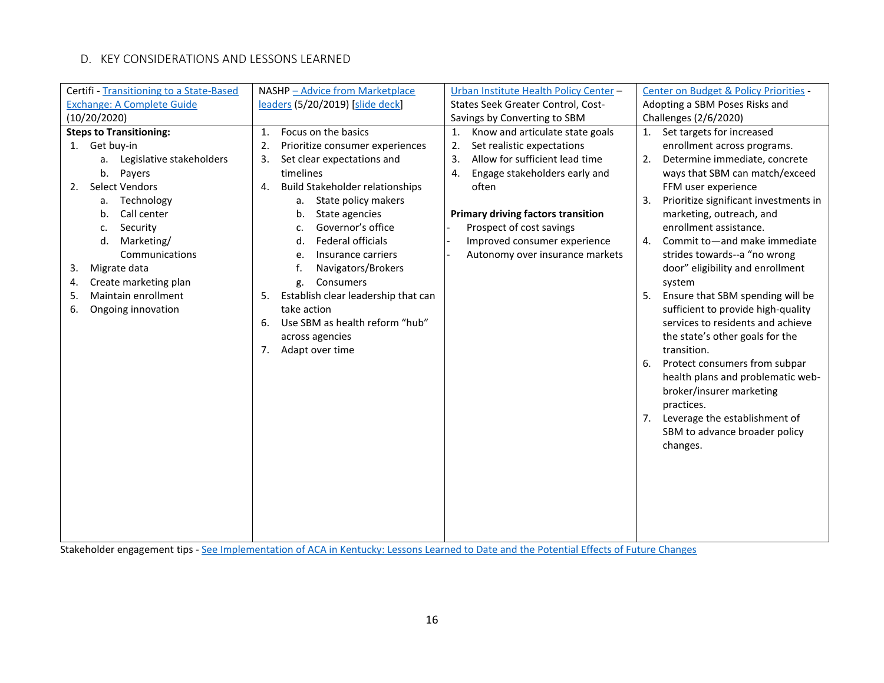D. KEY CONSIDERATIONS AND LESSONS LEARNED

| Certifi - Transitioning to a State-Based Exchange: A Complete Guide (10/20/2020) | NASHP – Advice from Marketplace leaders (5/20/2019) [slide deck] | Urban Institute Health Policy Center – States Seek Greater Control, Cost-Savings by Converting to SBM | Center on Budget & Policy Priorities - Adopting a SBM Poses Risks and Challenges (2/6/2020) |
|---|---|---|---|
| **Steps to Transitioning:**<br>1. Get buy-in<br>&nbsp;&nbsp;a. Legislative stakeholders<br>&nbsp;&nbsp;b. Payers<br>2. Select Vendors<br>&nbsp;&nbsp;a. Technology<br>&nbsp;&nbsp;b. Call center<br>&nbsp;&nbsp;c. Security<br>&nbsp;&nbsp;d. Marketing/ Communications<br>3. Migrate data<br>4. Create marketing plan<br>5. Maintain enrollment<br>6. Ongoing innovation | 1. Focus on the basics<br>2. Prioritize consumer experiences<br>3. Set clear expectations and timelines<br>4. Build Stakeholder relationships<br>&nbsp;&nbsp;a. State policy makers<br>&nbsp;&nbsp;b. State agencies<br>&nbsp;&nbsp;c. Governor's office<br>&nbsp;&nbsp;d. Federal officials<br>&nbsp;&nbsp;e. Insurance carriers<br>&nbsp;&nbsp;f. Navigators/Brokers<br>&nbsp;&nbsp;g. Consumers<br>5. Establish clear leadership that can take action<br>6. Use SBM as health reform "hub" across agencies<br>7. Adapt over time | 1. Know and articulate state goals<br>2. Set realistic expectations<br>3. Allow for sufficient lead time<br>4. Engage stakeholders early and often<br><br>**Primary driving factors transition**<br>- Prospect of cost savings<br>- Improved consumer experience<br>- Autonomy over insurance markets | 1. Set targets for increased enrollment across programs.<br>2. Determine immediate, concrete ways that SBM can match/exceed FFM user experience<br>3. Prioritize significant investments in marketing, outreach, and enrollment assistance.<br>4. Commit to—and make immediate strides towards--a "no wrong door" eligibility and enrollment system<br>5. Ensure that SBM spending will be sufficient to provide high-quality services to residents and achieve the state's other goals for the transition.<br>6. Protect consumers from subpar health plans and problematic web-broker/insurer marketing practices.<br>7. Leverage the establishment of SBM to advance broader policy changes. |

Stakeholder engagement tips - See Implementation of ACA in Kentucky: Lessons Learned to Date and the Potential Effects of Future Changes